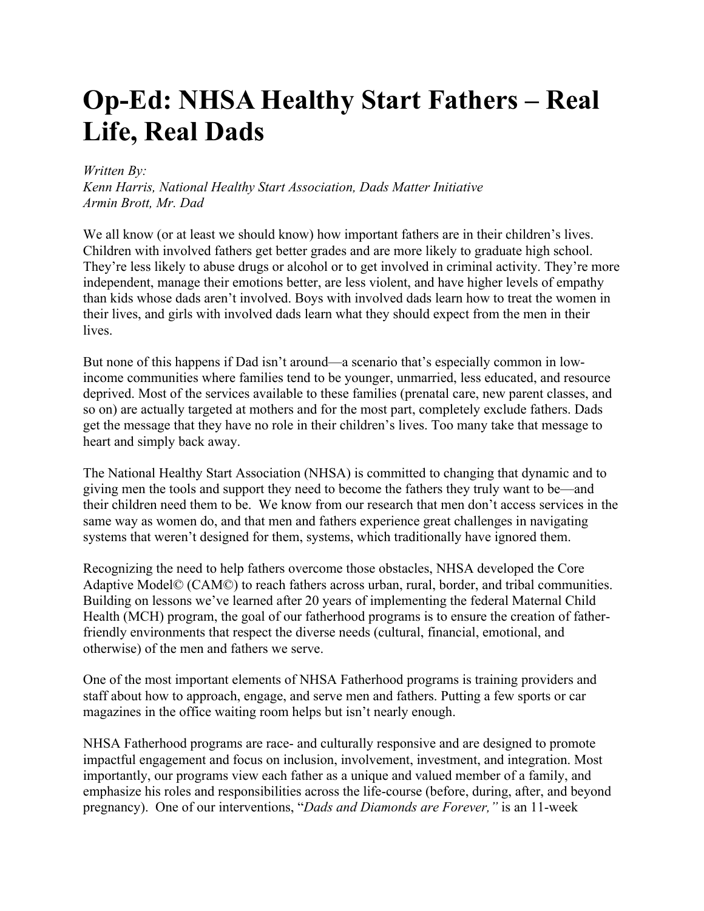# Op-Ed: NHSA Healthy Start Fathers – Real Life, Real Dads

*Written By:*
*Kenn Harris, National Healthy Start Association, Dads Matter Initiative*
*Armin Brott, Mr. Dad*

We all know (or at least we should know) how important fathers are in their children's lives. Children with involved fathers get better grades and are more likely to graduate high school. They're less likely to abuse drugs or alcohol or to get involved in criminal activity. They're more independent, manage their emotions better, are less violent, and have higher levels of empathy than kids whose dads aren't involved. Boys with involved dads learn how to treat the women in their lives, and girls with involved dads learn what they should expect from the men in their lives.

But none of this happens if Dad isn't around—a scenario that's especially common in low-income communities where families tend to be younger, unmarried, less educated, and resource deprived. Most of the services available to these families (prenatal care, new parent classes, and so on) are actually targeted at mothers and for the most part, completely exclude fathers. Dads get the message that they have no role in their children's lives. Too many take that message to heart and simply back away.

The National Healthy Start Association (NHSA) is committed to changing that dynamic and to giving men the tools and support they need to become the fathers they truly want to be—and their children need them to be. We know from our research that men don't access services in the same way as women do, and that men and fathers experience great challenges in navigating systems that weren't designed for them, systems, which traditionally have ignored them.

Recognizing the need to help fathers overcome those obstacles, NHSA developed the Core Adaptive Model© (CAM©) to reach fathers across urban, rural, border, and tribal communities. Building on lessons we've learned after 20 years of implementing the federal Maternal Child Health (MCH) program, the goal of our fatherhood programs is to ensure the creation of father-friendly environments that respect the diverse needs (cultural, financial, emotional, and otherwise) of the men and fathers we serve.

One of the most important elements of NHSA Fatherhood programs is training providers and staff about how to approach, engage, and serve men and fathers. Putting a few sports or car magazines in the office waiting room helps but isn't nearly enough.

NHSA Fatherhood programs are race- and culturally responsive and are designed to promote impactful engagement and focus on inclusion, involvement, investment, and integration. Most importantly, our programs view each father as a unique and valued member of a family, and emphasize his roles and responsibilities across the life-course (before, during, after, and beyond pregnancy). One of our interventions, "*Dads and Diamonds are Forever,*" is an 11-week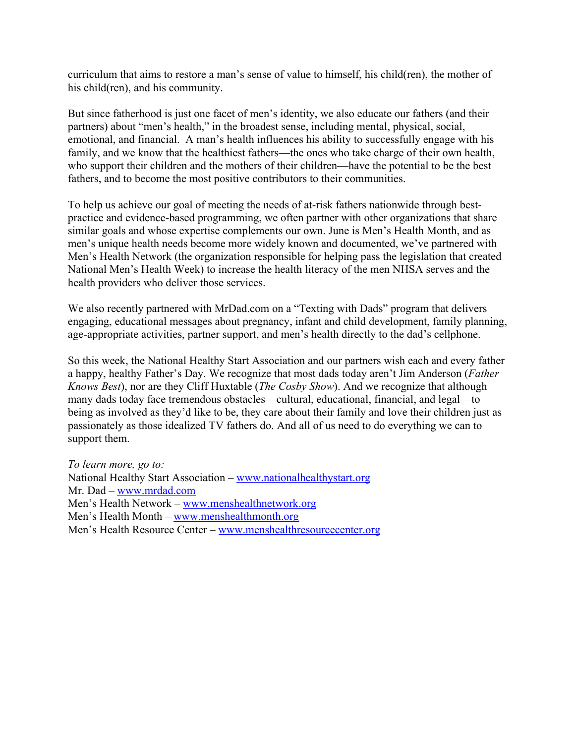curriculum that aims to restore a man's sense of value to himself, his child(ren), the mother of his child(ren), and his community.

But since fatherhood is just one facet of men's identity, we also educate our fathers (and their partners) about "men's health," in the broadest sense, including mental, physical, social, emotional, and financial.  A man's health influences his ability to successfully engage with his family, and we know that the healthiest fathers—the ones who take charge of their own health, who support their children and the mothers of their children—have the potential to be the best fathers, and to become the most positive contributors to their communities.

To help us achieve our goal of meeting the needs of at-risk fathers nationwide through best-practice and evidence-based programming, we often partner with other organizations that share similar goals and whose expertise complements our own. June is Men's Health Month, and as men's unique health needs become more widely known and documented, we've partnered with Men's Health Network (the organization responsible for helping pass the legislation that created National Men's Health Week) to increase the health literacy of the men NHSA serves and the health providers who deliver those services.

We also recently partnered with MrDad.com on a "Texting with Dads" program that delivers engaging, educational messages about pregnancy, infant and child development, family planning, age-appropriate activities, partner support, and men's health directly to the dad's cellphone.

So this week, the National Healthy Start Association and our partners wish each and every father a happy, healthy Father's Day. We recognize that most dads today aren't Jim Anderson (*Father Knows Best*), nor are they Cliff Huxtable (*The Cosby Show*). And we recognize that although many dads today face tremendous obstacles—cultural, educational, financial, and legal—to being as involved as they'd like to be, they care about their family and love their children just as passionately as those idealized TV fathers do. And all of us need to do everything we can to support them.

*To learn more, go to:*
National Healthy Start Association – [www.nationalhealthystart.org](http://www.nationalhealthystart.org)
Mr. Dad – [www.mrdad.com](http://www.mrdad.com)
Men's Health Network – [www.menshealthnetwork.org](http://www.menshealthnetwork.org)
Men's Health Month – [www.menshealthmonth.org](http://www.menshealthmonth.org)
Men's Health Resource Center – [www.menshealthresourcecenter.org](http://www.menshealthresourcecenter.org)